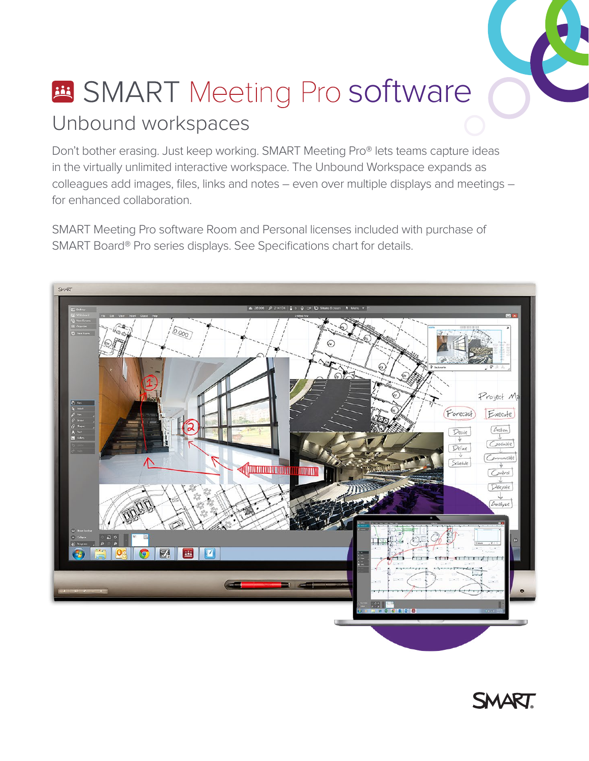# SMART Meeting Pro software

## Unbound workspaces

Don't bother erasing. Just keep working. SMART Meeting Pro® lets teams capture ideas in the virtually unlimited interactive workspace. The Unbound Workspace expands as colleagues add images, files, links and notes – even over multiple displays and meetings – for enhanced collaboration.

SMART Meeting Pro software Room and Personal licenses included with purchase of SMART Board® Pro series displays. See Specifications chart for details.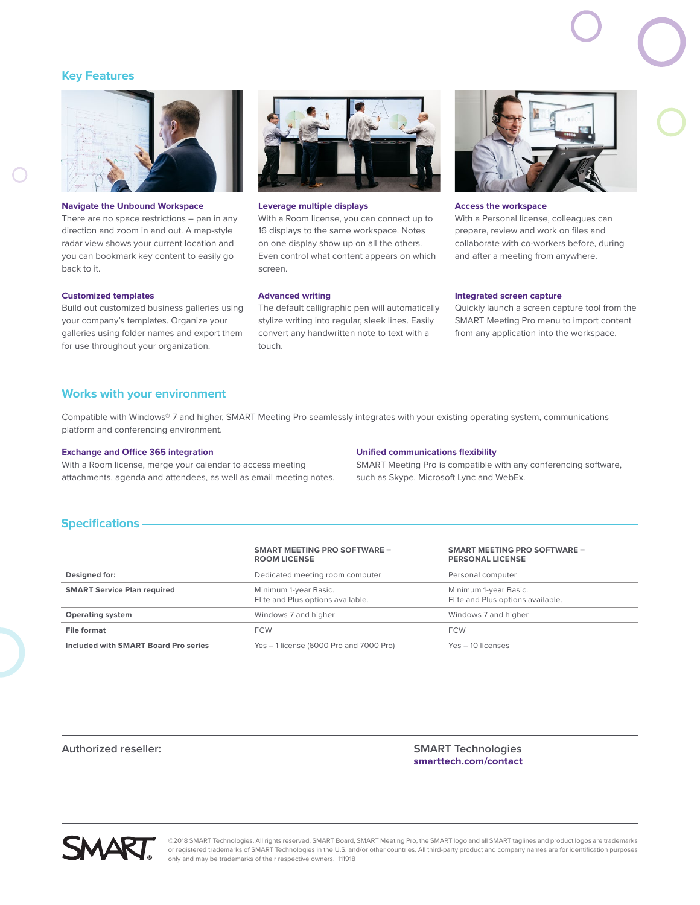## Key Features

### Navigate the Unbound Workspace

There are no space restrictions – pan in any direction and zoom in and out. A map-style radar view shows your current location and you can bookmark key content to easily go back to it.

### Leverage multiple displays

With a Room license, you can connect up to 16 displays to the same workspace. Notes on one display show up on all the others. Even control what content appears on which screen.

### Access the workspace

With a Personal license, colleagues can prepare, review and work on files and collaborate with co-workers before, during and after a meeting from anywhere.

### Customized templates

Build out customized business galleries using your company's templates. Organize your galleries using folder names and export them for use throughout your organization.

### Advanced writing

The default calligraphic pen will automatically stylize writing into regular, sleek lines. Easily convert any handwritten note to text with a touch.

### Integrated screen capture

Quickly launch a screen capture tool from the SMART Meeting Pro menu to import content from any application into the workspace.

## Works with your environment

Compatible with Windows® 7 and higher, SMART Meeting Pro seamlessly integrates with your existing operating system, communications platform and conferencing environment.

### Exchange and Office 365 integration

With a Room license, merge your calendar to access meeting attachments, agenda and attendees, as well as email meeting notes.

### Unified communications flexibility

SMART Meeting Pro is compatible with any conferencing software, such as Skype, Microsoft Lync and WebEx.

## Specifications

| | SMART MEETING PRO SOFTWARE – ROOM LICENSE | SMART MEETING PRO SOFTWARE – PERSONAL LICENSE |
|---|---|---|
| **Designed for:** | Dedicated meeting room computer | Personal computer |
| **SMART Service Plan required** | Minimum 1-year Basic. Elite and Plus options available. | Minimum 1-year Basic. Elite and Plus options available. |
| **Operating system** | Windows 7 and higher | Windows 7 and higher |
| **File format** | FCW | FCW |
| **Included with SMART Board Pro series** | Yes – 1 license (6000 Pro and 7000 Pro) | Yes – 10 licenses |

Authorized reseller:

SMART Technologies
**smarttech.com/contact**

©2018 SMART Technologies. All rights reserved. SMART Board, SMART Meeting Pro, the SMART logo and all SMART taglines and product logos are trademarks or registered trademarks of SMART Technologies in the U.S. and/or other countries. All third-party product and company names are for identification purposes only and may be trademarks of their respective owners. 111918